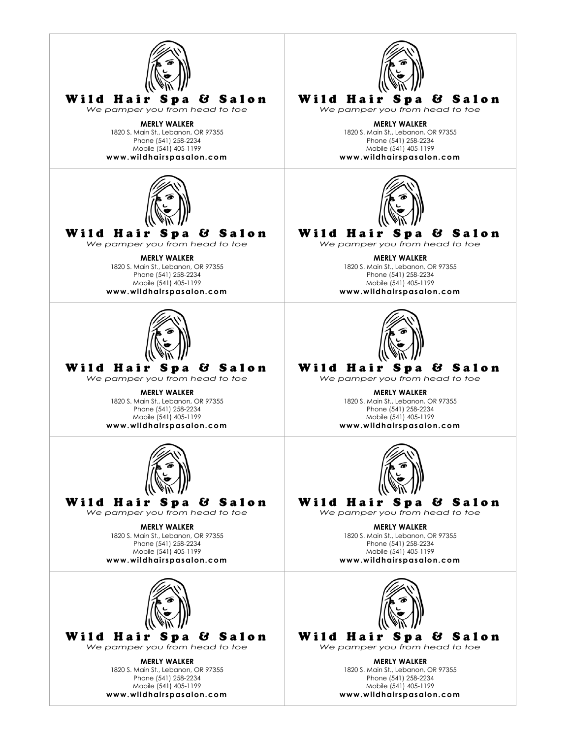**Wild Hair Spa & Salon**

*We pamper you from head to toe*

**MERLY WALKER**
1820 S. Main St., Lebanon, OR 97355
Phone (541) 258-2234
Mobile (541) 405-1199
**www.wildhairspasalon.com**

---

**Wild Hair Spa & Salon**

*We pamper you from head to toe*

**MERLY WALKER**
1820 S. Main St., Lebanon, OR 97355
Phone (541) 258-2234
Mobile (541) 405-1199
**www.wildhairspasalon.com**

---

**Wild Hair Spa & Salon**

*We pamper you from head to toe*

**MERLY WALKER**
1820 S. Main St., Lebanon, OR 97355
Phone (541) 258-2234
Mobile (541) 405-1199
**www.wildhairspasalon.com**

---

**Wild Hair Spa & Salon**

*We pamper you from head to toe*

**MERLY WALKER**
1820 S. Main St., Lebanon, OR 97355
Phone (541) 258-2234
Mobile (541) 405-1199
**www.wildhairspasalon.com**

---

**Wild Hair Spa & Salon**

*We pamper you from head to toe*

**MERLY WALKER**
1820 S. Main St., Lebanon, OR 97355
Phone (541) 258-2234
Mobile (541) 405-1199
**www.wildhairspasalon.com**

---

**Wild Hair Spa & Salon**

*We pamper you from head to toe*

**MERLY WALKER**
1820 S. Main St., Lebanon, OR 97355
Phone (541) 258-2234
Mobile (541) 405-1199
**www.wildhairspasalon.com**

---

**Wild Hair Spa & Salon**

*We pamper you from head to toe*

**MERLY WALKER**
1820 S. Main St., Lebanon, OR 97355
Phone (541) 258-2234
Mobile (541) 405-1199
**www.wildhairspasalon.com**

---

**Wild Hair Spa & Salon**

*We pamper you from head to toe*

**MERLY WALKER**
1820 S. Main St., Lebanon, OR 97355
Phone (541) 258-2234
Mobile (541) 405-1199
**www.wildhairspasalon.com**

---

**Wild Hair Spa & Salon**

*We pamper you from head to toe*

**MERLY WALKER**
1820 S. Main St., Lebanon, OR 97355
Phone (541) 258-2234
Mobile (541) 405-1199
**www.wildhairspasalon.com**

---

**Wild Hair Spa & Salon**

*We pamper you from head to toe*

**MERLY WALKER**
1820 S. Main St., Lebanon, OR 97355
Phone (541) 258-2234
Mobile (541) 405-1199
**www.wildhairspasalon.com**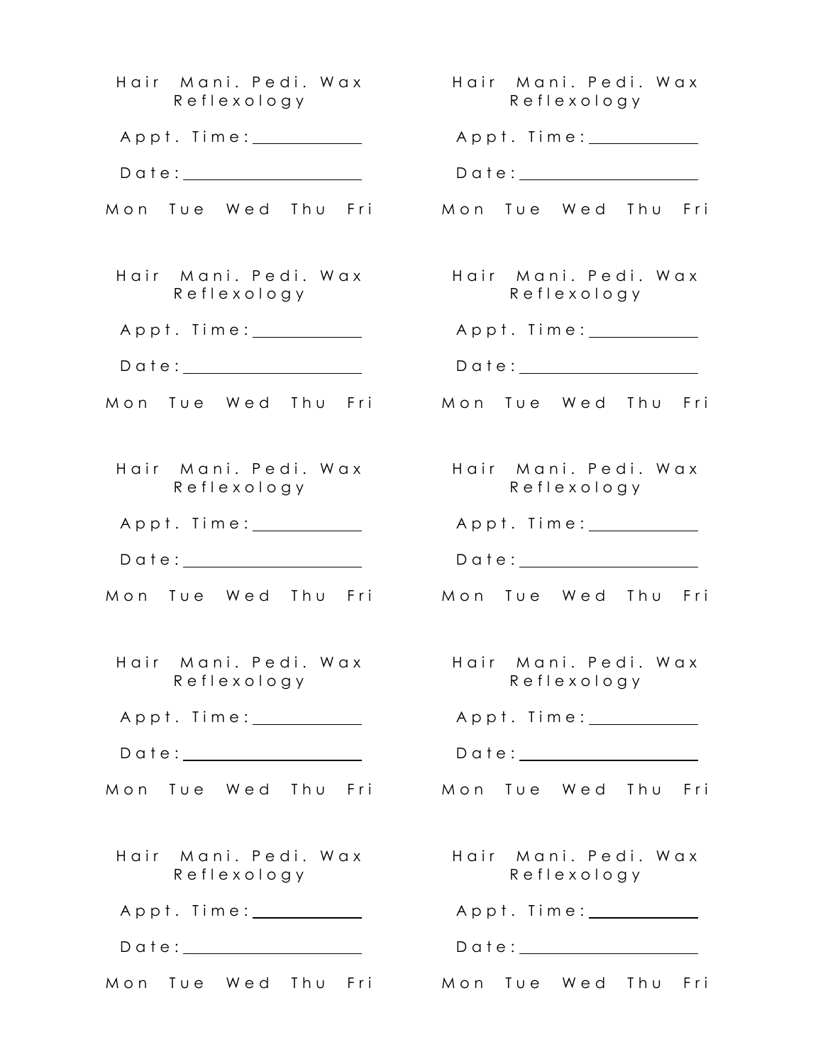Hair Mani. Pedi. Wax
Reflexology

Appt. Time:\_\_\_\_\_\_\_\_\_\_

Date:\_\_\_\_\_\_\_\_\_\_\_\_\_\_\_\_

Mon Tue Wed Thu Fri

Hair Mani. Pedi. Wax
Reflexology

Appt. Time:\_\_\_\_\_\_\_\_\_\_

Date:\_\_\_\_\_\_\_\_\_\_\_\_\_\_\_\_

Mon Tue Wed Thu Fri

Hair Mani. Pedi. Wax
Reflexology

Appt. Time:\_\_\_\_\_\_\_\_\_\_

Date:\_\_\_\_\_\_\_\_\_\_\_\_\_\_\_\_

Mon Tue Wed Thu Fri

Hair Mani. Pedi. Wax
Reflexology

Appt. Time:\_\_\_\_\_\_\_\_\_\_

Date:\_\_\_\_\_\_\_\_\_\_\_\_\_\_\_\_

Mon Tue Wed Thu Fri

Hair Mani. Pedi. Wax
Reflexology

Appt. Time:\_\_\_\_\_\_\_\_\_\_

Date:\_\_\_\_\_\_\_\_\_\_\_\_\_\_\_\_

Mon Tue Wed Thu Fri

Hair Mani. Pedi. Wax
Reflexology

Appt. Time:\_\_\_\_\_\_\_\_\_\_

Date:\_\_\_\_\_\_\_\_\_\_\_\_\_\_\_\_

Mon Tue Wed Thu Fri

Hair Mani. Pedi. Wax
Reflexology

Appt. Time:\_\_\_\_\_\_\_\_\_\_

Date:\_\_\_\_\_\_\_\_\_\_\_\_\_\_\_\_

Mon Tue Wed Thu Fri

Hair Mani. Pedi. Wax
Reflexology

Appt. Time:\_\_\_\_\_\_\_\_\_\_

Date:\_\_\_\_\_\_\_\_\_\_\_\_\_\_\_\_

Mon Tue Wed Thu Fri

Hair Mani. Pedi. Wax
Reflexology

Appt. Time:\_\_\_\_\_\_\_\_\_\_

Date:\_\_\_\_\_\_\_\_\_\_\_\_\_\_\_\_

Mon Tue Wed Thu Fri

Hair Mani. Pedi. Wax
Reflexology

Appt. Time:\_\_\_\_\_\_\_\_\_\_

Date:\_\_\_\_\_\_\_\_\_\_\_\_\_\_\_\_

Mon Tue Wed Thu Fri